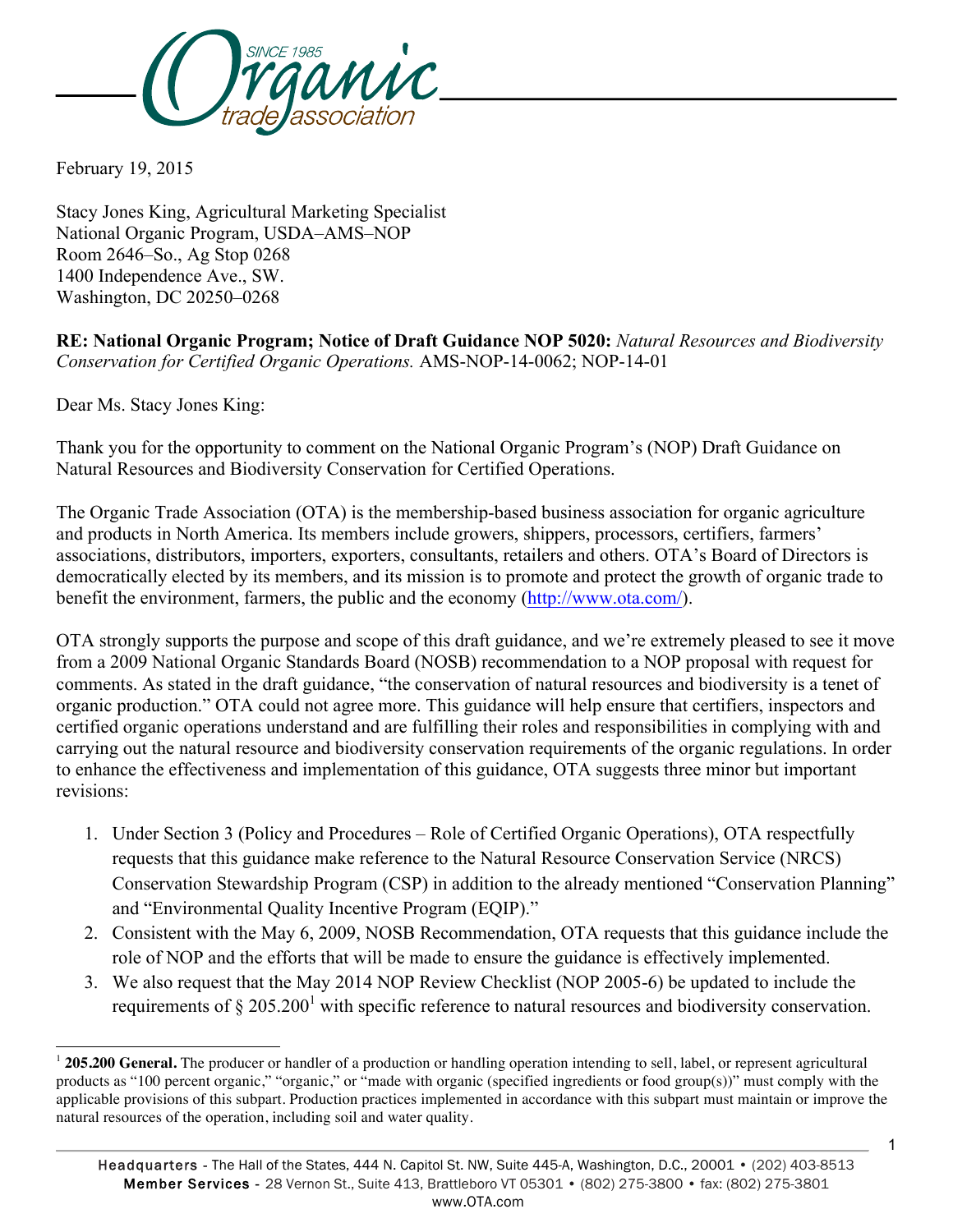February 19, 2015

Stacy Jones King, Agricultural Marketing Specialist
National Organic Program, USDA–AMS–NOP
Room 2646–So., Ag Stop 0268
1400 Independence Ave., SW.
Washington, DC 20250–0268

**RE: National Organic Program; Notice of Draft Guidance NOP 5020:** *Natural Resources and Biodiversity Conservation for Certified Organic Operations.* AMS-NOP-14-0062; NOP-14-01

Dear Ms. Stacy Jones King:

Thank you for the opportunity to comment on the National Organic Program's (NOP) Draft Guidance on Natural Resources and Biodiversity Conservation for Certified Operations.

The Organic Trade Association (OTA) is the membership-based business association for organic agriculture and products in North America. Its members include growers, shippers, processors, certifiers, farmers' associations, distributors, importers, exporters, consultants, retailers and others. OTA's Board of Directors is democratically elected by its members, and its mission is to promote and protect the growth of organic trade to benefit the environment, farmers, the public and the economy (http://www.ota.com/).

OTA strongly supports the purpose and scope of this draft guidance, and we're extremely pleased to see it move from a 2009 National Organic Standards Board (NOSB) recommendation to a NOP proposal with request for comments. As stated in the draft guidance, "the conservation of natural resources and biodiversity is a tenet of organic production." OTA could not agree more. This guidance will help ensure that certifiers, inspectors and certified organic operations understand and are fulfilling their roles and responsibilities in complying with and carrying out the natural resource and biodiversity conservation requirements of the organic regulations. In order to enhance the effectiveness and implementation of this guidance, OTA suggests three minor but important revisions:

1. Under Section 3 (Policy and Procedures – Role of Certified Organic Operations), OTA respectfully requests that this guidance make reference to the Natural Resource Conservation Service (NRCS) Conservation Stewardship Program (CSP) in addition to the already mentioned "Conservation Planning" and "Environmental Quality Incentive Program (EQIP)."
2. Consistent with the May 6, 2009, NOSB Recommendation, OTA requests that this guidance include the role of NOP and the efforts that will be made to ensure the guidance is effectively implemented.
3. We also request that the May 2014 NOP Review Checklist (NOP 2005-6) be updated to include the requirements of § 205.200[1] with specific reference to natural resources and biodiversity conservation.

[1] **205.200 General.** The producer or handler of a production or handling operation intending to sell, label, or represent agricultural products as "100 percent organic," "organic," or "made with organic (specified ingredients or food group(s))" must comply with the applicable provisions of this subpart. Production practices implemented in accordance with this subpart must maintain or improve the natural resources of the operation, including soil and water quality.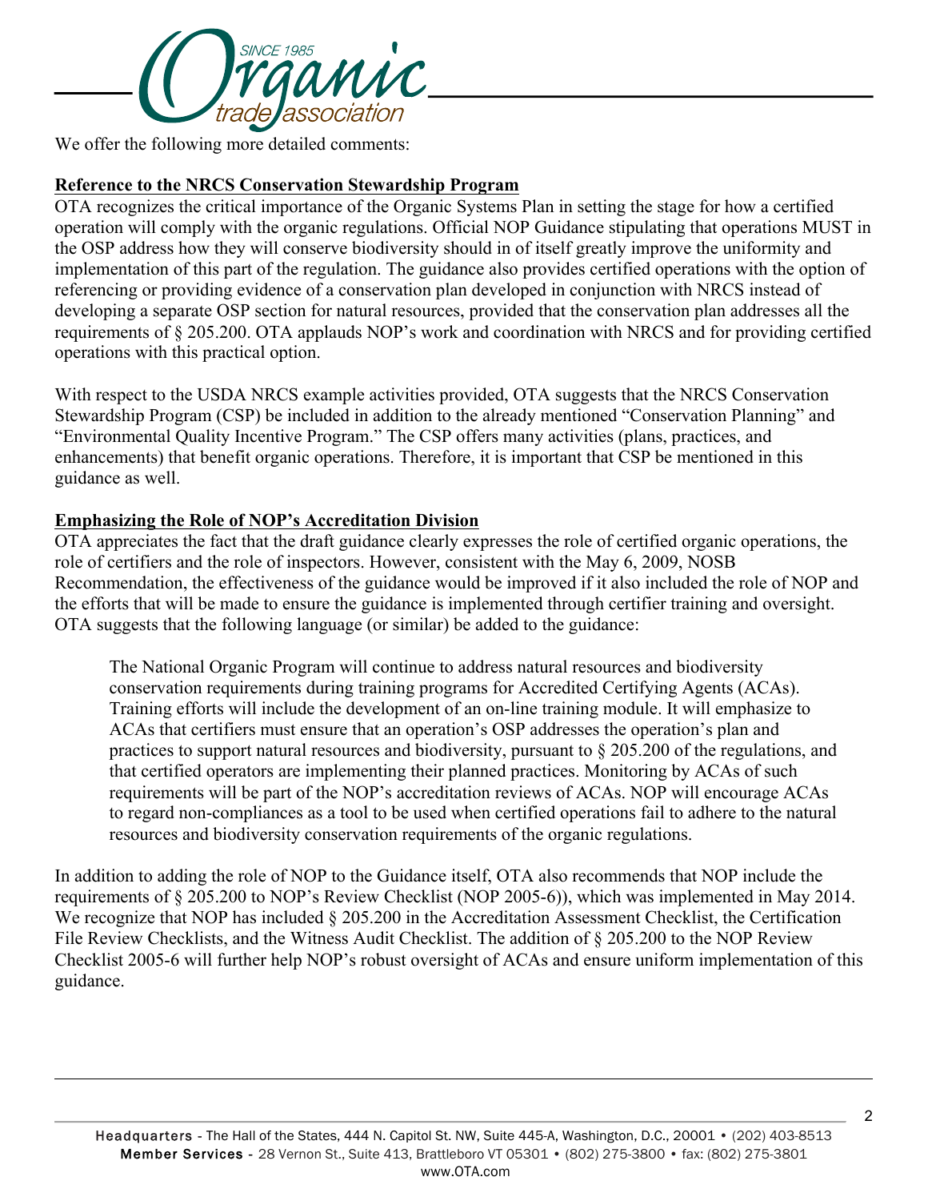We offer the following more detailed comments:

**Reference to the NRCS Conservation Stewardship Program**

OTA recognizes the critical importance of the Organic Systems Plan in setting the stage for how a certified operation will comply with the organic regulations. Official NOP Guidance stipulating that operations MUST in the OSP address how they will conserve biodiversity should in of itself greatly improve the uniformity and implementation of this part of the regulation. The guidance also provides certified operations with the option of referencing or providing evidence of a conservation plan developed in conjunction with NRCS instead of developing a separate OSP section for natural resources, provided that the conservation plan addresses all the requirements of § 205.200. OTA applauds NOP's work and coordination with NRCS and for providing certified operations with this practical option.

With respect to the USDA NRCS example activities provided, OTA suggests that the NRCS Conservation Stewardship Program (CSP) be included in addition to the already mentioned "Conservation Planning" and "Environmental Quality Incentive Program." The CSP offers many activities (plans, practices, and enhancements) that benefit organic operations. Therefore, it is important that CSP be mentioned in this guidance as well.

**Emphasizing the Role of NOP's Accreditation Division**

OTA appreciates the fact that the draft guidance clearly expresses the role of certified organic operations, the role of certifiers and the role of inspectors. However, consistent with the May 6, 2009, NOSB Recommendation, the effectiveness of the guidance would be improved if it also included the role of NOP and the efforts that will be made to ensure the guidance is implemented through certifier training and oversight. OTA suggests that the following language (or similar) be added to the guidance:

> The National Organic Program will continue to address natural resources and biodiversity conservation requirements during training programs for Accredited Certifying Agents (ACAs). Training efforts will include the development of an on-line training module. It will emphasize to ACAs that certifiers must ensure that an operation's OSP addresses the operation's plan and practices to support natural resources and biodiversity, pursuant to § 205.200 of the regulations, and that certified operators are implementing their planned practices. Monitoring by ACAs of such requirements will be part of the NOP's accreditation reviews of ACAs. NOP will encourage ACAs to regard non-compliances as a tool to be used when certified operations fail to adhere to the natural resources and biodiversity conservation requirements of the organic regulations.

In addition to adding the role of NOP to the Guidance itself, OTA also recommends that NOP include the requirements of § 205.200 to NOP's Review Checklist (NOP 2005-6)), which was implemented in May 2014. We recognize that NOP has included § 205.200 in the Accreditation Assessment Checklist, the Certification File Review Checklists, and the Witness Audit Checklist. The addition of § 205.200 to the NOP Review Checklist 2005-6 will further help NOP's robust oversight of ACAs and ensure uniform implementation of this guidance.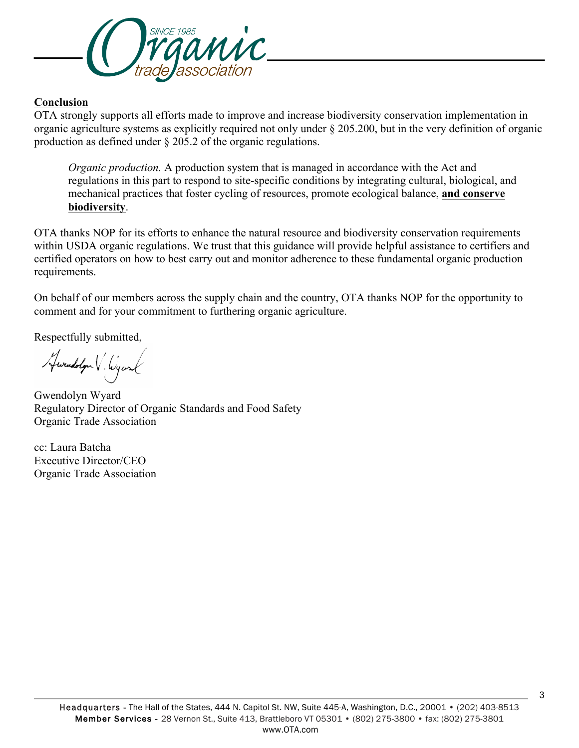**Conclusion**

OTA strongly supports all efforts made to improve and increase biodiversity conservation implementation in organic agriculture systems as explicitly required not only under § 205.200, but in the very definition of organic production as defined under § 205.2 of the organic regulations.

> *Organic production.* A production system that is managed in accordance with the Act and regulations in this part to respond to site-specific conditions by integrating cultural, biological, and mechanical practices that foster cycling of resources, promote ecological balance, **and conserve biodiversity**.

OTA thanks NOP for its efforts to enhance the natural resource and biodiversity conservation requirements within USDA organic regulations. We trust that this guidance will provide helpful assistance to certifiers and certified operators on how to best carry out and monitor adherence to these fundamental organic production requirements.

On behalf of our members across the supply chain and the country, OTA thanks NOP for the opportunity to comment and for your commitment to furthering organic agriculture.

Respectfully submitted,

Gwendolyn Wyard
Regulatory Director of Organic Standards and Food Safety
Organic Trade Association

cc: Laura Batcha
Executive Director/CEO
Organic Trade Association